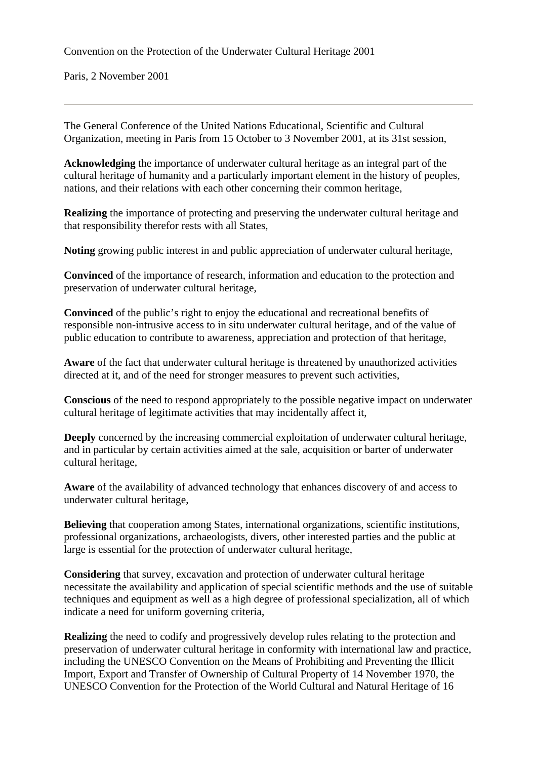Convention on the Protection of the Underwater Cultural Heritage 2001

Paris, 2 November 2001

---

The General Conference of the United Nations Educational, Scientific and Cultural Organization, meeting in Paris from 15 October to 3 November 2001, at its 31st session,

**Acknowledging** the importance of underwater cultural heritage as an integral part of the cultural heritage of humanity and a particularly important element in the history of peoples, nations, and their relations with each other concerning their common heritage,

**Realizing** the importance of protecting and preserving the underwater cultural heritage and that responsibility therefor rests with all States,

**Noting** growing public interest in and public appreciation of underwater cultural heritage,

**Convinced** of the importance of research, information and education to the protection and preservation of underwater cultural heritage,

**Convinced** of the public's right to enjoy the educational and recreational benefits of responsible non-intrusive access to in situ underwater cultural heritage, and of the value of public education to contribute to awareness, appreciation and protection of that heritage,

**Aware** of the fact that underwater cultural heritage is threatened by unauthorized activities directed at it, and of the need for stronger measures to prevent such activities,

**Conscious** of the need to respond appropriately to the possible negative impact on underwater cultural heritage of legitimate activities that may incidentally affect it,

**Deeply** concerned by the increasing commercial exploitation of underwater cultural heritage, and in particular by certain activities aimed at the sale, acquisition or barter of underwater cultural heritage,

**Aware** of the availability of advanced technology that enhances discovery of and access to underwater cultural heritage,

**Believing** that cooperation among States, international organizations, scientific institutions, professional organizations, archaeologists, divers, other interested parties and the public at large is essential for the protection of underwater cultural heritage,

**Considering** that survey, excavation and protection of underwater cultural heritage necessitate the availability and application of special scientific methods and the use of suitable techniques and equipment as well as a high degree of professional specialization, all of which indicate a need for uniform governing criteria,

**Realizing** the need to codify and progressively develop rules relating to the protection and preservation of underwater cultural heritage in conformity with international law and practice, including the UNESCO Convention on the Means of Prohibiting and Preventing the Illicit Import, Export and Transfer of Ownership of Cultural Property of 14 November 1970, the UNESCO Convention for the Protection of the World Cultural and Natural Heritage of 16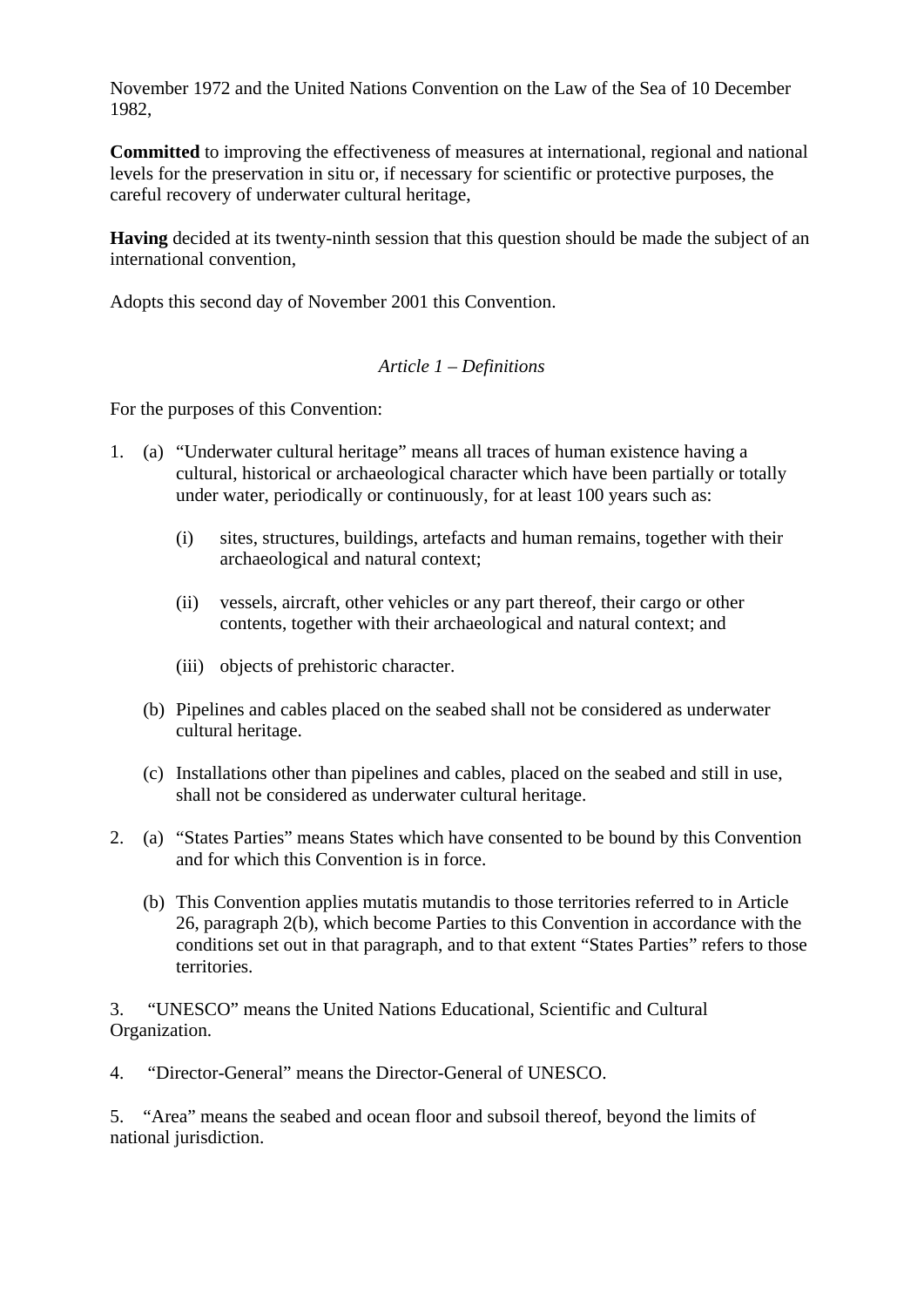November 1972 and the United Nations Convention on the Law of the Sea of 10 December 1982,

**Committed** to improving the effectiveness of measures at international, regional and national levels for the preservation in situ or, if necessary for scientific or protective purposes, the careful recovery of underwater cultural heritage,

**Having** decided at its twenty-ninth session that this question should be made the subject of an international convention,

Adopts this second day of November 2001 this Convention.

*Article 1 – Definitions*

For the purposes of this Convention:

1. (a) "Underwater cultural heritage" means all traces of human existence having a cultural, historical or archaeological character which have been partially or totally under water, periodically or continuously, for at least 100 years such as:

   (i) sites, structures, buildings, artefacts and human remains, together with their archaeological and natural context;

   (ii) vessels, aircraft, other vehicles or any part thereof, their cargo or other contents, together with their archaeological and natural context; and

   (iii) objects of prehistoric character.

   (b) Pipelines and cables placed on the seabed shall not be considered as underwater cultural heritage.

   (c) Installations other than pipelines and cables, placed on the seabed and still in use, shall not be considered as underwater cultural heritage.

2. (a) "States Parties" means States which have consented to be bound by this Convention and for which this Convention is in force.

   (b) This Convention applies mutatis mutandis to those territories referred to in Article 26, paragraph 2(b), which become Parties to this Convention in accordance with the conditions set out in that paragraph, and to that extent "States Parties" refers to those territories.

3. "UNESCO" means the United Nations Educational, Scientific and Cultural Organization.

4. "Director-General" means the Director-General of UNESCO.

5. "Area" means the seabed and ocean floor and subsoil thereof, beyond the limits of national jurisdiction.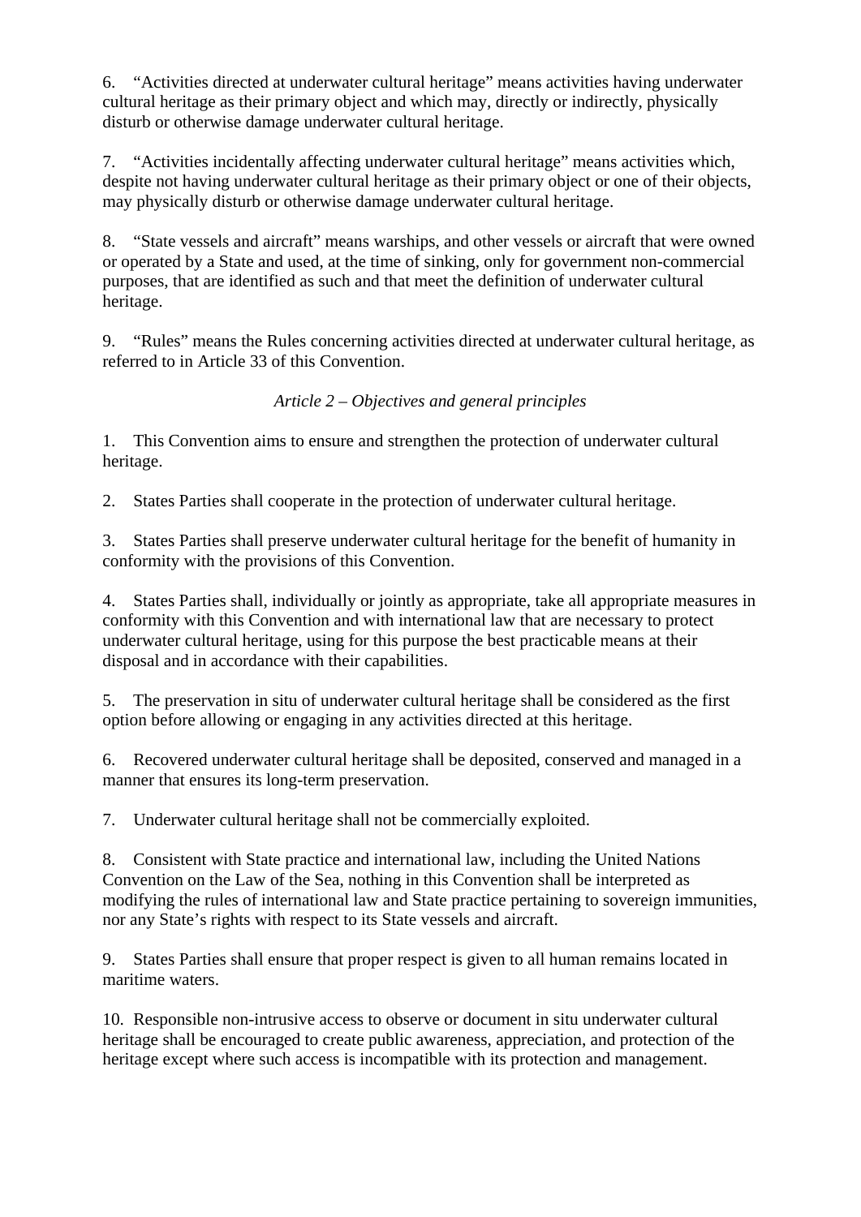6. “Activities directed at underwater cultural heritage” means activities having underwater cultural heritage as their primary object and which may, directly or indirectly, physically disturb or otherwise damage underwater cultural heritage.

7. “Activities incidentally affecting underwater cultural heritage” means activities which, despite not having underwater cultural heritage as their primary object or one of their objects, may physically disturb or otherwise damage underwater cultural heritage.

8. “State vessels and aircraft” means warships, and other vessels or aircraft that were owned or operated by a State and used, at the time of sinking, only for government non-commercial purposes, that are identified as such and that meet the definition of underwater cultural heritage.

9. “Rules” means the Rules concerning activities directed at underwater cultural heritage, as referred to in Article 33 of this Convention.

*Article 2 – Objectives and general principles*

1. This Convention aims to ensure and strengthen the protection of underwater cultural heritage.

2. States Parties shall cooperate in the protection of underwater cultural heritage.

3. States Parties shall preserve underwater cultural heritage for the benefit of humanity in conformity with the provisions of this Convention.

4. States Parties shall, individually or jointly as appropriate, take all appropriate measures in conformity with this Convention and with international law that are necessary to protect underwater cultural heritage, using for this purpose the best practicable means at their disposal and in accordance with their capabilities.

5. The preservation in situ of underwater cultural heritage shall be considered as the first option before allowing or engaging in any activities directed at this heritage.

6. Recovered underwater cultural heritage shall be deposited, conserved and managed in a manner that ensures its long-term preservation.

7. Underwater cultural heritage shall not be commercially exploited.

8. Consistent with State practice and international law, including the United Nations Convention on the Law of the Sea, nothing in this Convention shall be interpreted as modifying the rules of international law and State practice pertaining to sovereign immunities, nor any State’s rights with respect to its State vessels and aircraft.

9. States Parties shall ensure that proper respect is given to all human remains located in maritime waters.

10. Responsible non-intrusive access to observe or document in situ underwater cultural heritage shall be encouraged to create public awareness, appreciation, and protection of the heritage except where such access is incompatible with its protection and management.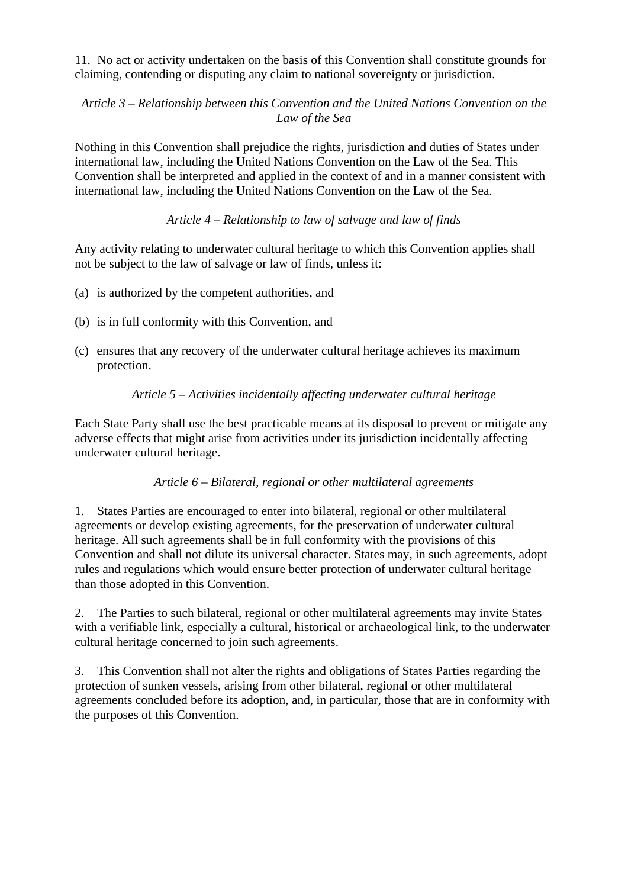11. No act or activity undertaken on the basis of this Convention shall constitute grounds for claiming, contending or disputing any claim to national sovereignty or jurisdiction.

*Article 3 – Relationship between this Convention and the United Nations Convention on the Law of the Sea*

Nothing in this Convention shall prejudice the rights, jurisdiction and duties of States under international law, including the United Nations Convention on the Law of the Sea. This Convention shall be interpreted and applied in the context of and in a manner consistent with international law, including the United Nations Convention on the Law of the Sea.

*Article 4 – Relationship to law of salvage and law of finds*

Any activity relating to underwater cultural heritage to which this Convention applies shall not be subject to the law of salvage or law of finds, unless it:

(a) is authorized by the competent authorities, and

(b) is in full conformity with this Convention, and

(c) ensures that any recovery of the underwater cultural heritage achieves its maximum protection.

*Article 5 – Activities incidentally affecting underwater cultural heritage*

Each State Party shall use the best practicable means at its disposal to prevent or mitigate any adverse effects that might arise from activities under its jurisdiction incidentally affecting underwater cultural heritage.

*Article 6 – Bilateral, regional or other multilateral agreements*

1. States Parties are encouraged to enter into bilateral, regional or other multilateral agreements or develop existing agreements, for the preservation of underwater cultural heritage. All such agreements shall be in full conformity with the provisions of this Convention and shall not dilute its universal character. States may, in such agreements, adopt rules and regulations which would ensure better protection of underwater cultural heritage than those adopted in this Convention.

2. The Parties to such bilateral, regional or other multilateral agreements may invite States with a verifiable link, especially a cultural, historical or archaeological link, to the underwater cultural heritage concerned to join such agreements.

3. This Convention shall not alter the rights and obligations of States Parties regarding the protection of sunken vessels, arising from other bilateral, regional or other multilateral agreements concluded before its adoption, and, in particular, those that are in conformity with the purposes of this Convention.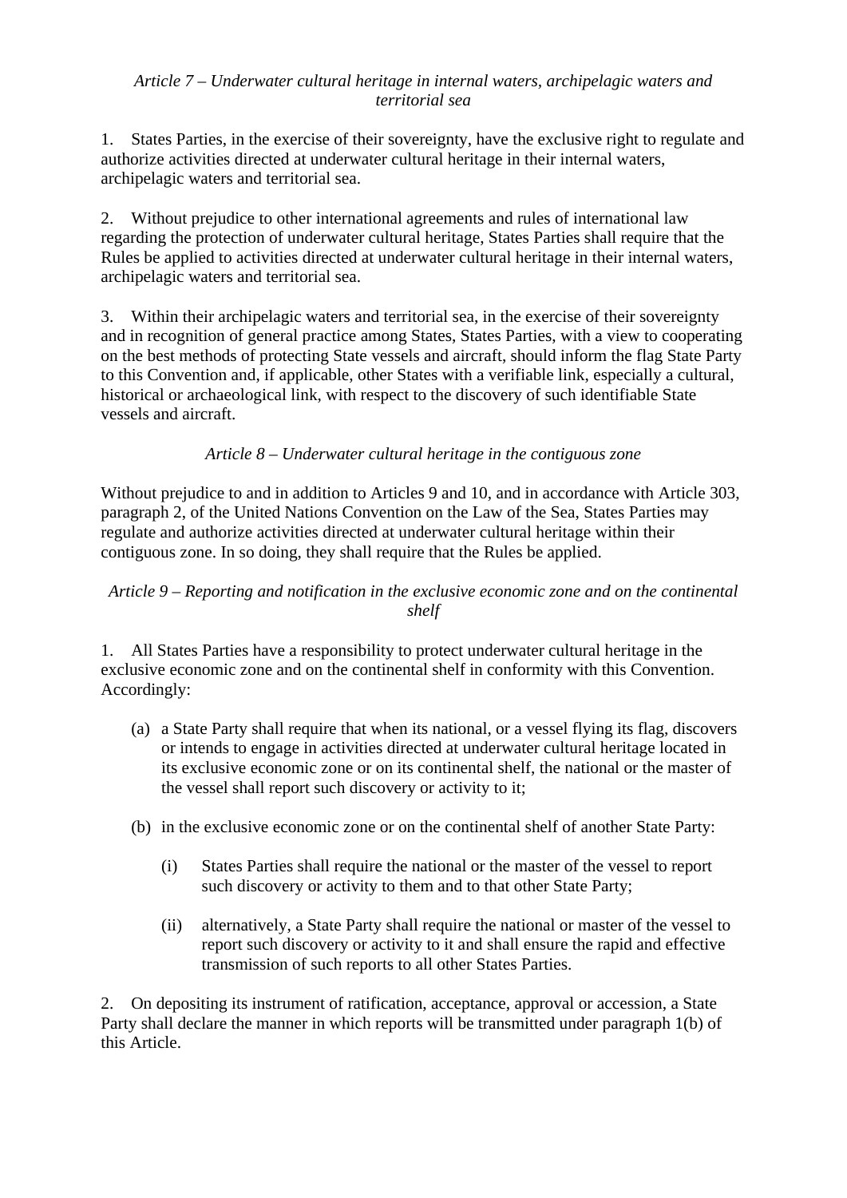*Article 7 – Underwater cultural heritage in internal waters, archipelagic waters and territorial sea*

1. States Parties, in the exercise of their sovereignty, have the exclusive right to regulate and authorize activities directed at underwater cultural heritage in their internal waters, archipelagic waters and territorial sea.

2. Without prejudice to other international agreements and rules of international law regarding the protection of underwater cultural heritage, States Parties shall require that the Rules be applied to activities directed at underwater cultural heritage in their internal waters, archipelagic waters and territorial sea.

3. Within their archipelagic waters and territorial sea, in the exercise of their sovereignty and in recognition of general practice among States, States Parties, with a view to cooperating on the best methods of protecting State vessels and aircraft, should inform the flag State Party to this Convention and, if applicable, other States with a verifiable link, especially a cultural, historical or archaeological link, with respect to the discovery of such identifiable State vessels and aircraft.

*Article 8 – Underwater cultural heritage in the contiguous zone*

Without prejudice to and in addition to Articles 9 and 10, and in accordance with Article 303, paragraph 2, of the United Nations Convention on the Law of the Sea, States Parties may regulate and authorize activities directed at underwater cultural heritage within their contiguous zone. In so doing, they shall require that the Rules be applied.

*Article 9 – Reporting and notification in the exclusive economic zone and on the continental shelf*

1. All States Parties have a responsibility to protect underwater cultural heritage in the exclusive economic zone and on the continental shelf in conformity with this Convention. Accordingly:

(a) a State Party shall require that when its national, or a vessel flying its flag, discovers or intends to engage in activities directed at underwater cultural heritage located in its exclusive economic zone or on its continental shelf, the national or the master of the vessel shall report such discovery or activity to it;

(b) in the exclusive economic zone or on the continental shelf of another State Party:

(i) States Parties shall require the national or the master of the vessel to report such discovery or activity to them and to that other State Party;

(ii) alternatively, a State Party shall require the national or master of the vessel to report such discovery or activity to it and shall ensure the rapid and effective transmission of such reports to all other States Parties.

2. On depositing its instrument of ratification, acceptance, approval or accession, a State Party shall declare the manner in which reports will be transmitted under paragraph 1(b) of this Article.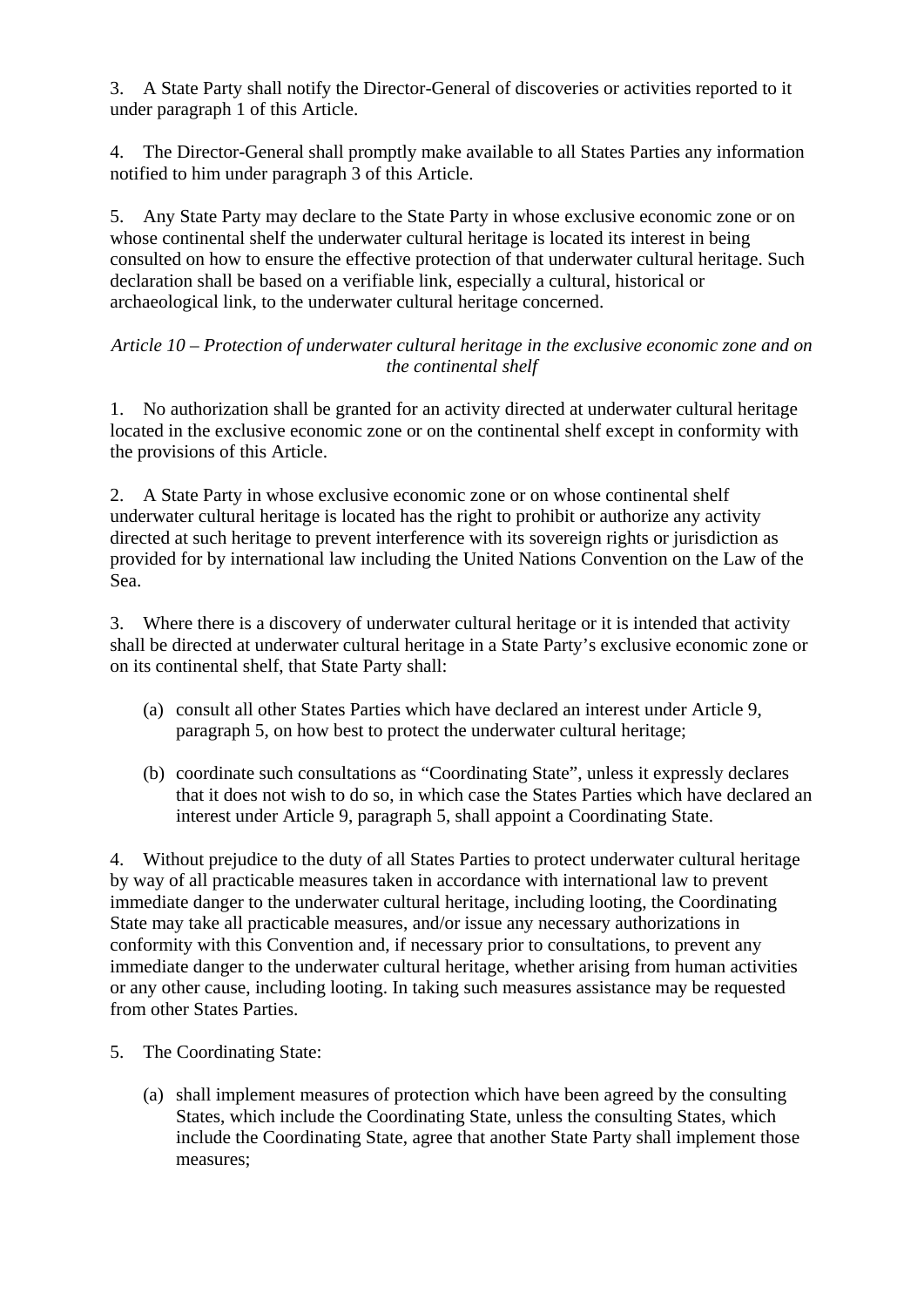3. A State Party shall notify the Director-General of discoveries or activities reported to it under paragraph 1 of this Article.

4. The Director-General shall promptly make available to all States Parties any information notified to him under paragraph 3 of this Article.

5. Any State Party may declare to the State Party in whose exclusive economic zone or on whose continental shelf the underwater cultural heritage is located its interest in being consulted on how to ensure the effective protection of that underwater cultural heritage. Such declaration shall be based on a verifiable link, especially a cultural, historical or archaeological link, to the underwater cultural heritage concerned.

*Article 10 – Protection of underwater cultural heritage in the exclusive economic zone and on the continental shelf*

1. No authorization shall be granted for an activity directed at underwater cultural heritage located in the exclusive economic zone or on the continental shelf except in conformity with the provisions of this Article.

2. A State Party in whose exclusive economic zone or on whose continental shelf underwater cultural heritage is located has the right to prohibit or authorize any activity directed at such heritage to prevent interference with its sovereign rights or jurisdiction as provided for by international law including the United Nations Convention on the Law of the Sea.

3. Where there is a discovery of underwater cultural heritage or it is intended that activity shall be directed at underwater cultural heritage in a State Party's exclusive economic zone or on its continental shelf, that State Party shall:

(a) consult all other States Parties which have declared an interest under Article 9, paragraph 5, on how best to protect the underwater cultural heritage;

(b) coordinate such consultations as "Coordinating State", unless it expressly declares that it does not wish to do so, in which case the States Parties which have declared an interest under Article 9, paragraph 5, shall appoint a Coordinating State.

4. Without prejudice to the duty of all States Parties to protect underwater cultural heritage by way of all practicable measures taken in accordance with international law to prevent immediate danger to the underwater cultural heritage, including looting, the Coordinating State may take all practicable measures, and/or issue any necessary authorizations in conformity with this Convention and, if necessary prior to consultations, to prevent any immediate danger to the underwater cultural heritage, whether arising from human activities or any other cause, including looting. In taking such measures assistance may be requested from other States Parties.

5. The Coordinating State:

(a) shall implement measures of protection which have been agreed by the consulting States, which include the Coordinating State, unless the consulting States, which include the Coordinating State, agree that another State Party shall implement those measures;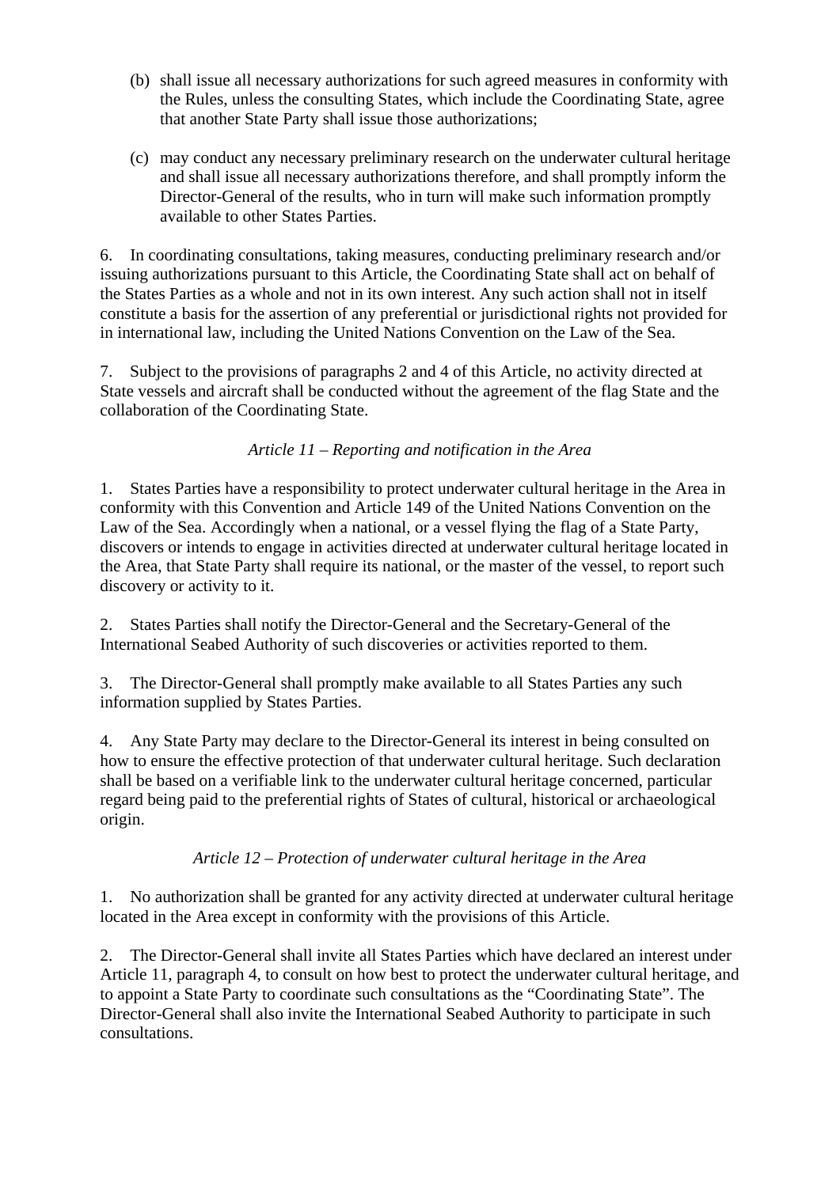(b) shall issue all necessary authorizations for such agreed measures in conformity with the Rules, unless the consulting States, which include the Coordinating State, agree that another State Party shall issue those authorizations;

(c) may conduct any necessary preliminary research on the underwater cultural heritage and shall issue all necessary authorizations therefore, and shall promptly inform the Director-General of the results, who in turn will make such information promptly available to other States Parties.

6. In coordinating consultations, taking measures, conducting preliminary research and/or issuing authorizations pursuant to this Article, the Coordinating State shall act on behalf of the States Parties as a whole and not in its own interest. Any such action shall not in itself constitute a basis for the assertion of any preferential or jurisdictional rights not provided for in international law, including the United Nations Convention on the Law of the Sea.

7. Subject to the provisions of paragraphs 2 and 4 of this Article, no activity directed at State vessels and aircraft shall be conducted without the agreement of the flag State and the collaboration of the Coordinating State.

*Article 11 – Reporting and notification in the Area*

1. States Parties have a responsibility to protect underwater cultural heritage in the Area in conformity with this Convention and Article 149 of the United Nations Convention on the Law of the Sea. Accordingly when a national, or a vessel flying the flag of a State Party, discovers or intends to engage in activities directed at underwater cultural heritage located in the Area, that State Party shall require its national, or the master of the vessel, to report such discovery or activity to it.

2. States Parties shall notify the Director-General and the Secretary-General of the International Seabed Authority of such discoveries or activities reported to them.

3. The Director-General shall promptly make available to all States Parties any such information supplied by States Parties.

4. Any State Party may declare to the Director-General its interest in being consulted on how to ensure the effective protection of that underwater cultural heritage. Such declaration shall be based on a verifiable link to the underwater cultural heritage concerned, particular regard being paid to the preferential rights of States of cultural, historical or archaeological origin.

*Article 12 – Protection of underwater cultural heritage in the Area*

1. No authorization shall be granted for any activity directed at underwater cultural heritage located in the Area except in conformity with the provisions of this Article.

2. The Director-General shall invite all States Parties which have declared an interest under Article 11, paragraph 4, to consult on how best to protect the underwater cultural heritage, and to appoint a State Party to coordinate such consultations as the "Coordinating State". The Director-General shall also invite the International Seabed Authority to participate in such consultations.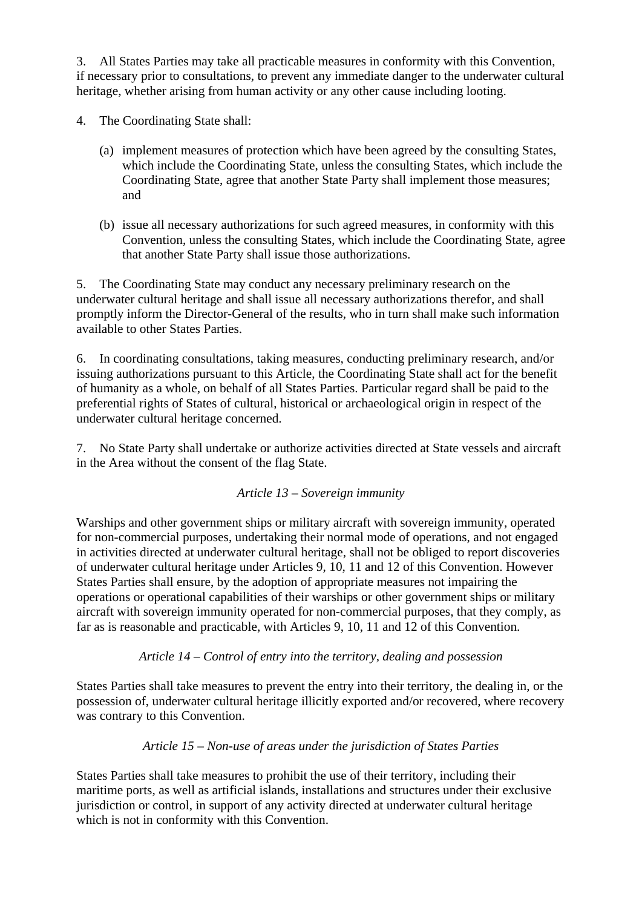3. All States Parties may take all practicable measures in conformity with this Convention, if necessary prior to consultations, to prevent any immediate danger to the underwater cultural heritage, whether arising from human activity or any other cause including looting.

4. The Coordinating State shall:

(a) implement measures of protection which have been agreed by the consulting States, which include the Coordinating State, unless the consulting States, which include the Coordinating State, agree that another State Party shall implement those measures; and

(b) issue all necessary authorizations for such agreed measures, in conformity with this Convention, unless the consulting States, which include the Coordinating State, agree that another State Party shall issue those authorizations.

5. The Coordinating State may conduct any necessary preliminary research on the underwater cultural heritage and shall issue all necessary authorizations therefor, and shall promptly inform the Director-General of the results, who in turn shall make such information available to other States Parties.

6. In coordinating consultations, taking measures, conducting preliminary research, and/or issuing authorizations pursuant to this Article, the Coordinating State shall act for the benefit of humanity as a whole, on behalf of all States Parties. Particular regard shall be paid to the preferential rights of States of cultural, historical or archaeological origin in respect of the underwater cultural heritage concerned.

7. No State Party shall undertake or authorize activities directed at State vessels and aircraft in the Area without the consent of the flag State.

*Article 13 – Sovereign immunity*

Warships and other government ships or military aircraft with sovereign immunity, operated for non-commercial purposes, undertaking their normal mode of operations, and not engaged in activities directed at underwater cultural heritage, shall not be obliged to report discoveries of underwater cultural heritage under Articles 9, 10, 11 and 12 of this Convention. However States Parties shall ensure, by the adoption of appropriate measures not impairing the operations or operational capabilities of their warships or other government ships or military aircraft with sovereign immunity operated for non-commercial purposes, that they comply, as far as is reasonable and practicable, with Articles 9, 10, 11 and 12 of this Convention.

*Article 14 – Control of entry into the territory, dealing and possession*

States Parties shall take measures to prevent the entry into their territory, the dealing in, or the possession of, underwater cultural heritage illicitly exported and/or recovered, where recovery was contrary to this Convention.

*Article 15 – Non-use of areas under the jurisdiction of States Parties*

States Parties shall take measures to prohibit the use of their territory, including their maritime ports, as well as artificial islands, installations and structures under their exclusive jurisdiction or control, in support of any activity directed at underwater cultural heritage which is not in conformity with this Convention.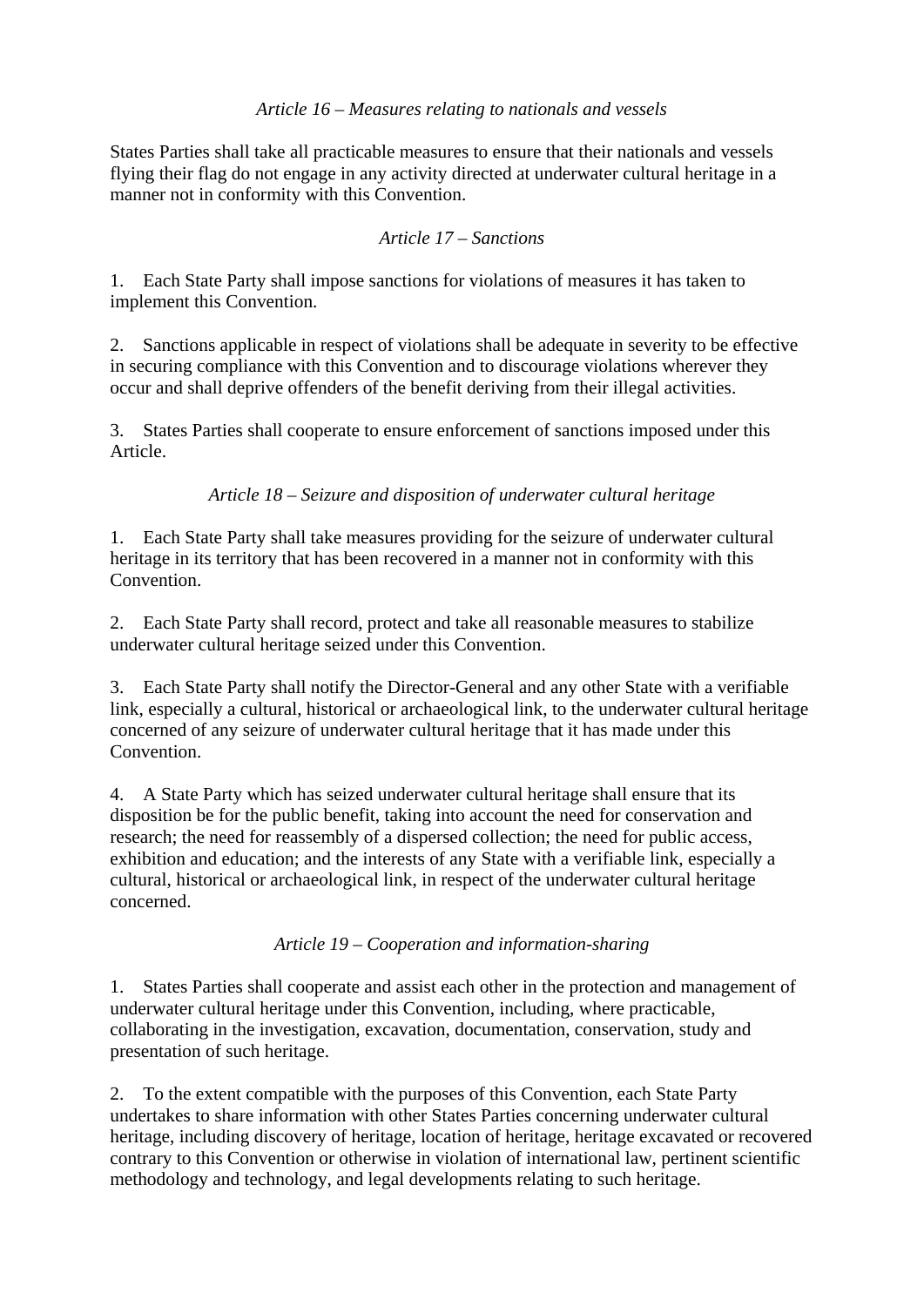*Article 16 – Measures relating to nationals and vessels*

States Parties shall take all practicable measures to ensure that their nationals and vessels flying their flag do not engage in any activity directed at underwater cultural heritage in a manner not in conformity with this Convention.

*Article 17 – Sanctions*

1. Each State Party shall impose sanctions for violations of measures it has taken to implement this Convention.

2. Sanctions applicable in respect of violations shall be adequate in severity to be effective in securing compliance with this Convention and to discourage violations wherever they occur and shall deprive offenders of the benefit deriving from their illegal activities.

3. States Parties shall cooperate to ensure enforcement of sanctions imposed under this Article.

*Article 18 – Seizure and disposition of underwater cultural heritage*

1. Each State Party shall take measures providing for the seizure of underwater cultural heritage in its territory that has been recovered in a manner not in conformity with this Convention.

2. Each State Party shall record, protect and take all reasonable measures to stabilize underwater cultural heritage seized under this Convention.

3. Each State Party shall notify the Director-General and any other State with a verifiable link, especially a cultural, historical or archaeological link, to the underwater cultural heritage concerned of any seizure of underwater cultural heritage that it has made under this Convention.

4. A State Party which has seized underwater cultural heritage shall ensure that its disposition be for the public benefit, taking into account the need for conservation and research; the need for reassembly of a dispersed collection; the need for public access, exhibition and education; and the interests of any State with a verifiable link, especially a cultural, historical or archaeological link, in respect of the underwater cultural heritage concerned.

*Article 19 – Cooperation and information-sharing*

1. States Parties shall cooperate and assist each other in the protection and management of underwater cultural heritage under this Convention, including, where practicable, collaborating in the investigation, excavation, documentation, conservation, study and presentation of such heritage.

2. To the extent compatible with the purposes of this Convention, each State Party undertakes to share information with other States Parties concerning underwater cultural heritage, including discovery of heritage, location of heritage, heritage excavated or recovered contrary to this Convention or otherwise in violation of international law, pertinent scientific methodology and technology, and legal developments relating to such heritage.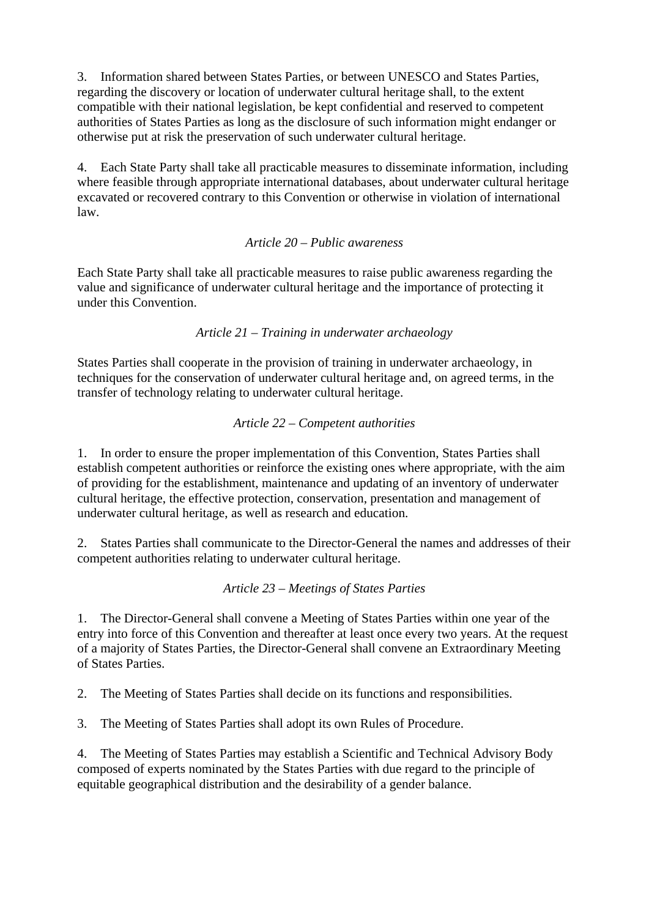3. Information shared between States Parties, or between UNESCO and States Parties, regarding the discovery or location of underwater cultural heritage shall, to the extent compatible with their national legislation, be kept confidential and reserved to competent authorities of States Parties as long as the disclosure of such information might endanger or otherwise put at risk the preservation of such underwater cultural heritage.

4. Each State Party shall take all practicable measures to disseminate information, including where feasible through appropriate international databases, about underwater cultural heritage excavated or recovered contrary to this Convention or otherwise in violation of international law.

*Article 20 – Public awareness*

Each State Party shall take all practicable measures to raise public awareness regarding the value and significance of underwater cultural heritage and the importance of protecting it under this Convention.

*Article 21 – Training in underwater archaeology*

States Parties shall cooperate in the provision of training in underwater archaeology, in techniques for the conservation of underwater cultural heritage and, on agreed terms, in the transfer of technology relating to underwater cultural heritage.

*Article 22 – Competent authorities*

1. In order to ensure the proper implementation of this Convention, States Parties shall establish competent authorities or reinforce the existing ones where appropriate, with the aim of providing for the establishment, maintenance and updating of an inventory of underwater cultural heritage, the effective protection, conservation, presentation and management of underwater cultural heritage, as well as research and education.

2. States Parties shall communicate to the Director-General the names and addresses of their competent authorities relating to underwater cultural heritage.

*Article 23 – Meetings of States Parties*

1. The Director-General shall convene a Meeting of States Parties within one year of the entry into force of this Convention and thereafter at least once every two years. At the request of a majority of States Parties, the Director-General shall convene an Extraordinary Meeting of States Parties.

2. The Meeting of States Parties shall decide on its functions and responsibilities.

3. The Meeting of States Parties shall adopt its own Rules of Procedure.

4. The Meeting of States Parties may establish a Scientific and Technical Advisory Body composed of experts nominated by the States Parties with due regard to the principle of equitable geographical distribution and the desirability of a gender balance.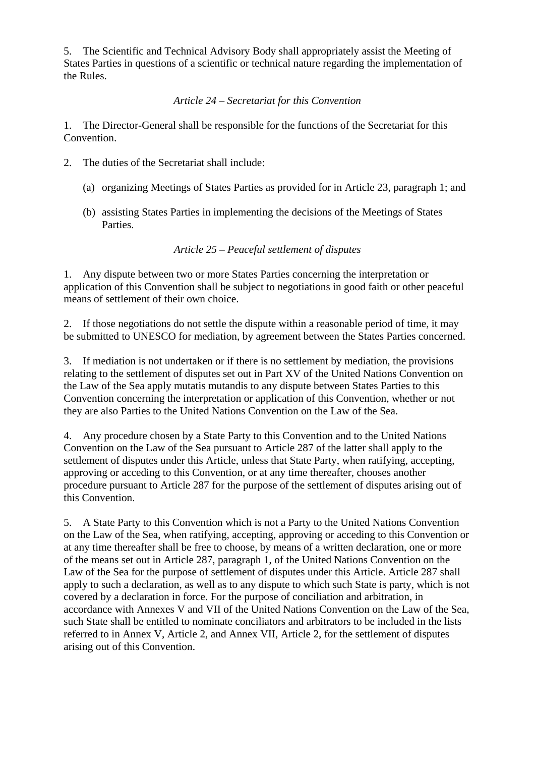5. The Scientific and Technical Advisory Body shall appropriately assist the Meeting of States Parties in questions of a scientific or technical nature regarding the implementation of the Rules.

### *Article 24 – Secretariat for this Convention*

1. The Director-General shall be responsible for the functions of the Secretariat for this Convention.

2. The duties of the Secretariat shall include:

   (a) organizing Meetings of States Parties as provided for in Article 23, paragraph 1; and

   (b) assisting States Parties in implementing the decisions of the Meetings of States Parties.

### *Article 25 – Peaceful settlement of disputes*

1. Any dispute between two or more States Parties concerning the interpretation or application of this Convention shall be subject to negotiations in good faith or other peaceful means of settlement of their own choice.

2. If those negotiations do not settle the dispute within a reasonable period of time, it may be submitted to UNESCO for mediation, by agreement between the States Parties concerned.

3. If mediation is not undertaken or if there is no settlement by mediation, the provisions relating to the settlement of disputes set out in Part XV of the United Nations Convention on the Law of the Sea apply mutatis mutandis to any dispute between States Parties to this Convention concerning the interpretation or application of this Convention, whether or not they are also Parties to the United Nations Convention on the Law of the Sea.

4. Any procedure chosen by a State Party to this Convention and to the United Nations Convention on the Law of the Sea pursuant to Article 287 of the latter shall apply to the settlement of disputes under this Article, unless that State Party, when ratifying, accepting, approving or acceding to this Convention, or at any time thereafter, chooses another procedure pursuant to Article 287 for the purpose of the settlement of disputes arising out of this Convention.

5. A State Party to this Convention which is not a Party to the United Nations Convention on the Law of the Sea, when ratifying, accepting, approving or acceding to this Convention or at any time thereafter shall be free to choose, by means of a written declaration, one or more of the means set out in Article 287, paragraph 1, of the United Nations Convention on the Law of the Sea for the purpose of settlement of disputes under this Article. Article 287 shall apply to such a declaration, as well as to any dispute to which such State is party, which is not covered by a declaration in force. For the purpose of conciliation and arbitration, in accordance with Annexes V and VII of the United Nations Convention on the Law of the Sea, such State shall be entitled to nominate conciliators and arbitrators to be included in the lists referred to in Annex V, Article 2, and Annex VII, Article 2, for the settlement of disputes arising out of this Convention.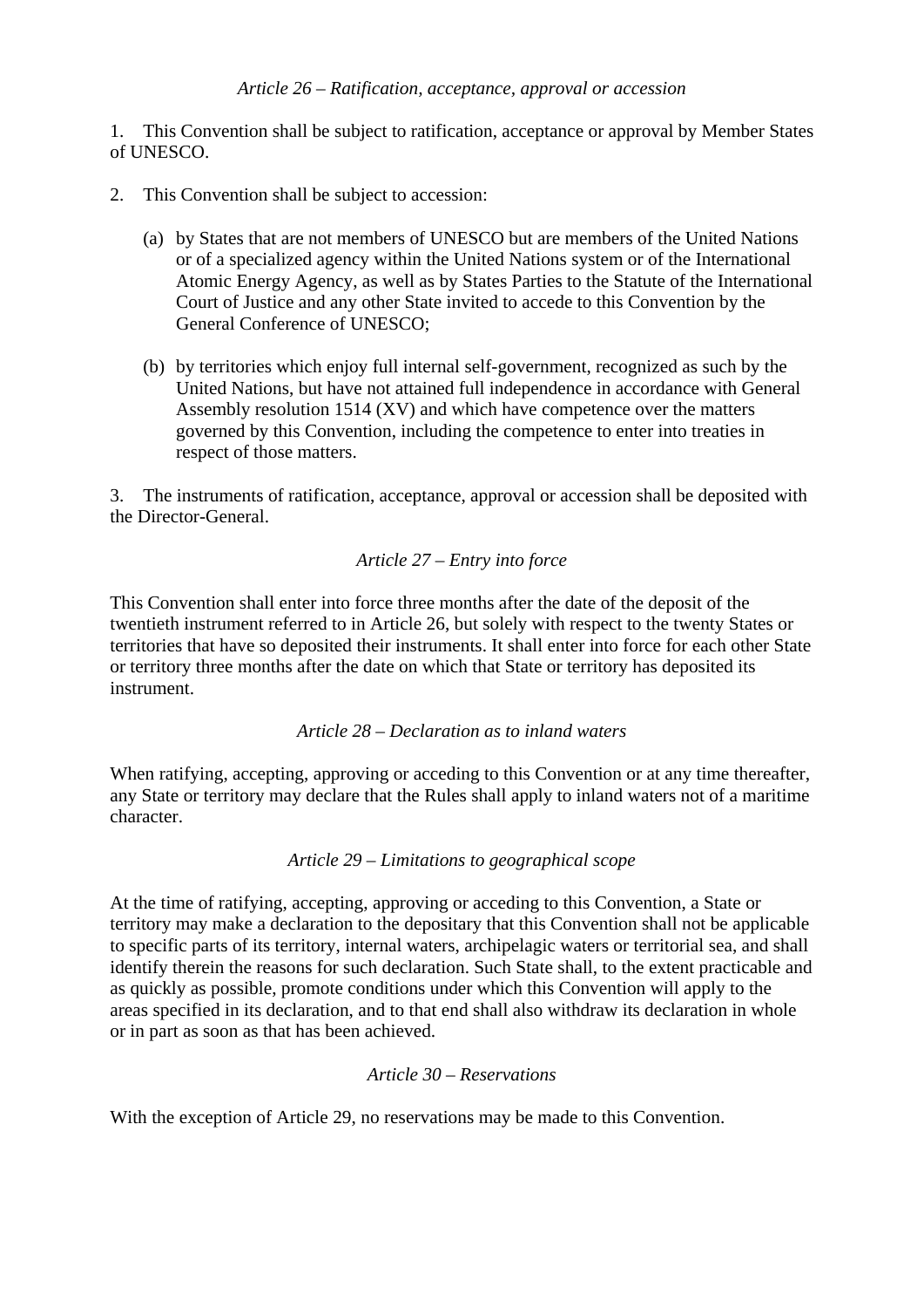### *Article 26 – Ratification, acceptance, approval or accession*

1. This Convention shall be subject to ratification, acceptance or approval by Member States of UNESCO.

2. This Convention shall be subject to accession:

   (a) by States that are not members of UNESCO but are members of the United Nations or of a specialized agency within the United Nations system or of the International Atomic Energy Agency, as well as by States Parties to the Statute of the International Court of Justice and any other State invited to accede to this Convention by the General Conference of UNESCO;

   (b) by territories which enjoy full internal self-government, recognized as such by the United Nations, but have not attained full independence in accordance with General Assembly resolution 1514 (XV) and which have competence over the matters governed by this Convention, including the competence to enter into treaties in respect of those matters.

3. The instruments of ratification, acceptance, approval or accession shall be deposited with the Director-General.

### *Article 27 – Entry into force*

This Convention shall enter into force three months after the date of the deposit of the twentieth instrument referred to in Article 26, but solely with respect to the twenty States or territories that have so deposited their instruments. It shall enter into force for each other State or territory three months after the date on which that State or territory has deposited its instrument.

### *Article 28 – Declaration as to inland waters*

When ratifying, accepting, approving or acceding to this Convention or at any time thereafter, any State or territory may declare that the Rules shall apply to inland waters not of a maritime character.

### *Article 29 – Limitations to geographical scope*

At the time of ratifying, accepting, approving or acceding to this Convention, a State or territory may make a declaration to the depositary that this Convention shall not be applicable to specific parts of its territory, internal waters, archipelagic waters or territorial sea, and shall identify therein the reasons for such declaration. Such State shall, to the extent practicable and as quickly as possible, promote conditions under which this Convention will apply to the areas specified in its declaration, and to that end shall also withdraw its declaration in whole or in part as soon as that has been achieved.

### *Article 30 – Reservations*

With the exception of Article 29, no reservations may be made to this Convention.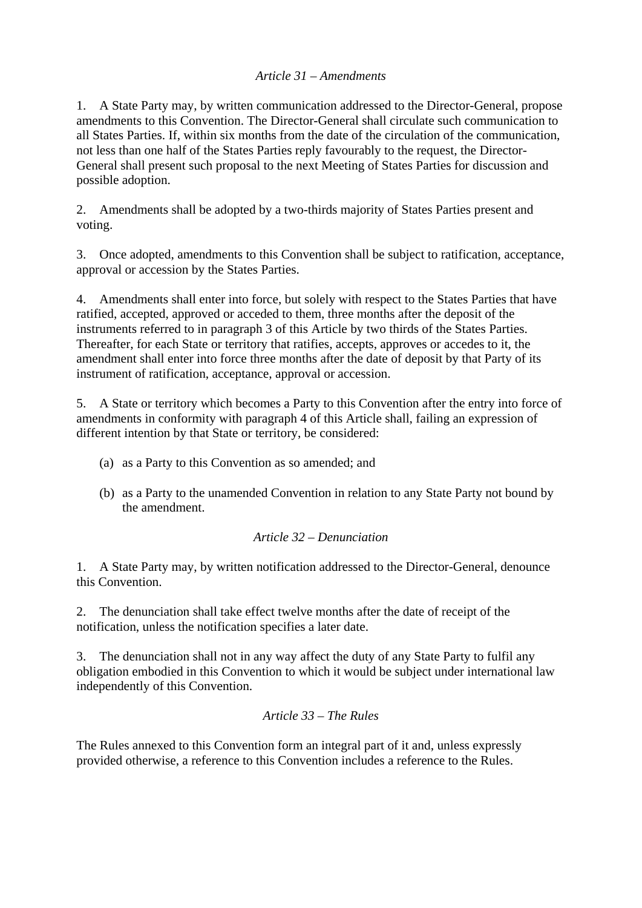### *Article 31 – Amendments*

1. A State Party may, by written communication addressed to the Director-General, propose amendments to this Convention. The Director-General shall circulate such communication to all States Parties. If, within six months from the date of the circulation of the communication, not less than one half of the States Parties reply favourably to the request, the Director-General shall present such proposal to the next Meeting of States Parties for discussion and possible adoption.

2. Amendments shall be adopted by a two-thirds majority of States Parties present and voting.

3. Once adopted, amendments to this Convention shall be subject to ratification, acceptance, approval or accession by the States Parties.

4. Amendments shall enter into force, but solely with respect to the States Parties that have ratified, accepted, approved or acceded to them, three months after the deposit of the instruments referred to in paragraph 3 of this Article by two thirds of the States Parties. Thereafter, for each State or territory that ratifies, accepts, approves or accedes to it, the amendment shall enter into force three months after the date of deposit by that Party of its instrument of ratification, acceptance, approval or accession.

5. A State or territory which becomes a Party to this Convention after the entry into force of amendments in conformity with paragraph 4 of this Article shall, failing an expression of different intention by that State or territory, be considered:

(a) as a Party to this Convention as so amended; and

(b) as a Party to the unamended Convention in relation to any State Party not bound by the amendment.

### *Article 32 – Denunciation*

1. A State Party may, by written notification addressed to the Director-General, denounce this Convention.

2. The denunciation shall take effect twelve months after the date of receipt of the notification, unless the notification specifies a later date.

3. The denunciation shall not in any way affect the duty of any State Party to fulfil any obligation embodied in this Convention to which it would be subject under international law independently of this Convention.

### *Article 33 – The Rules*

The Rules annexed to this Convention form an integral part of it and, unless expressly provided otherwise, a reference to this Convention includes a reference to the Rules.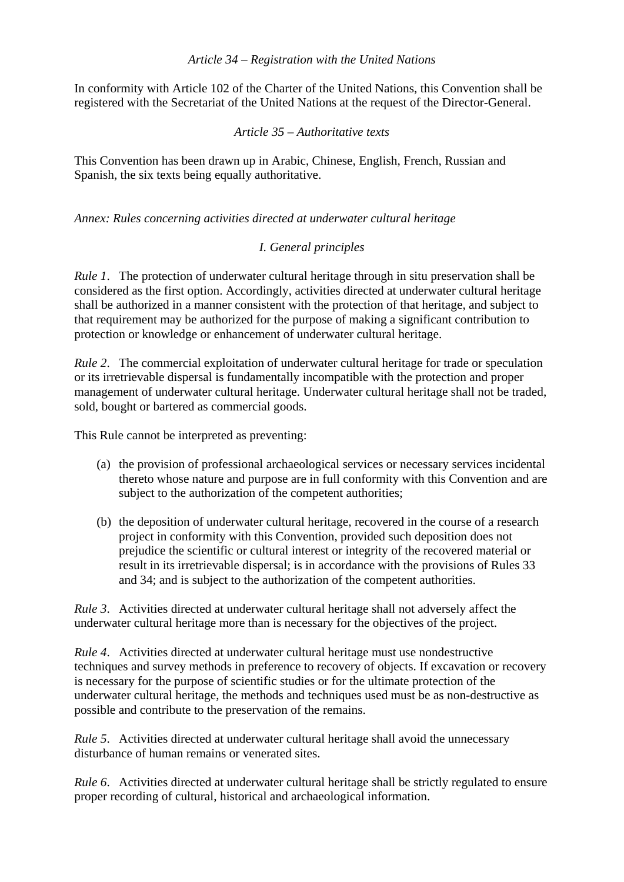*Article 34 – Registration with the United Nations*

In conformity with Article 102 of the Charter of the United Nations, this Convention shall be registered with the Secretariat of the United Nations at the request of the Director-General.

*Article 35 – Authoritative texts*

This Convention has been drawn up in Arabic, Chinese, English, French, Russian and Spanish, the six texts being equally authoritative.

*Annex: Rules concerning activities directed at underwater cultural heritage*

*I. General principles*

*Rule 1*. The protection of underwater cultural heritage through in situ preservation shall be considered as the first option. Accordingly, activities directed at underwater cultural heritage shall be authorized in a manner consistent with the protection of that heritage, and subject to that requirement may be authorized for the purpose of making a significant contribution to protection or knowledge or enhancement of underwater cultural heritage.

*Rule 2*. The commercial exploitation of underwater cultural heritage for trade or speculation or its irretrievable dispersal is fundamentally incompatible with the protection and proper management of underwater cultural heritage. Underwater cultural heritage shall not be traded, sold, bought or bartered as commercial goods.

This Rule cannot be interpreted as preventing:

(a) the provision of professional archaeological services or necessary services incidental thereto whose nature and purpose are in full conformity with this Convention and are subject to the authorization of the competent authorities;

(b) the deposition of underwater cultural heritage, recovered in the course of a research project in conformity with this Convention, provided such deposition does not prejudice the scientific or cultural interest or integrity of the recovered material or result in its irretrievable dispersal; is in accordance with the provisions of Rules 33 and 34; and is subject to the authorization of the competent authorities.

*Rule 3*. Activities directed at underwater cultural heritage shall not adversely affect the underwater cultural heritage more than is necessary for the objectives of the project.

*Rule 4*. Activities directed at underwater cultural heritage must use nondestructive techniques and survey methods in preference to recovery of objects. If excavation or recovery is necessary for the purpose of scientific studies or for the ultimate protection of the underwater cultural heritage, the methods and techniques used must be as non-destructive as possible and contribute to the preservation of the remains.

*Rule 5*. Activities directed at underwater cultural heritage shall avoid the unnecessary disturbance of human remains or venerated sites.

*Rule 6*. Activities directed at underwater cultural heritage shall be strictly regulated to ensure proper recording of cultural, historical and archaeological information.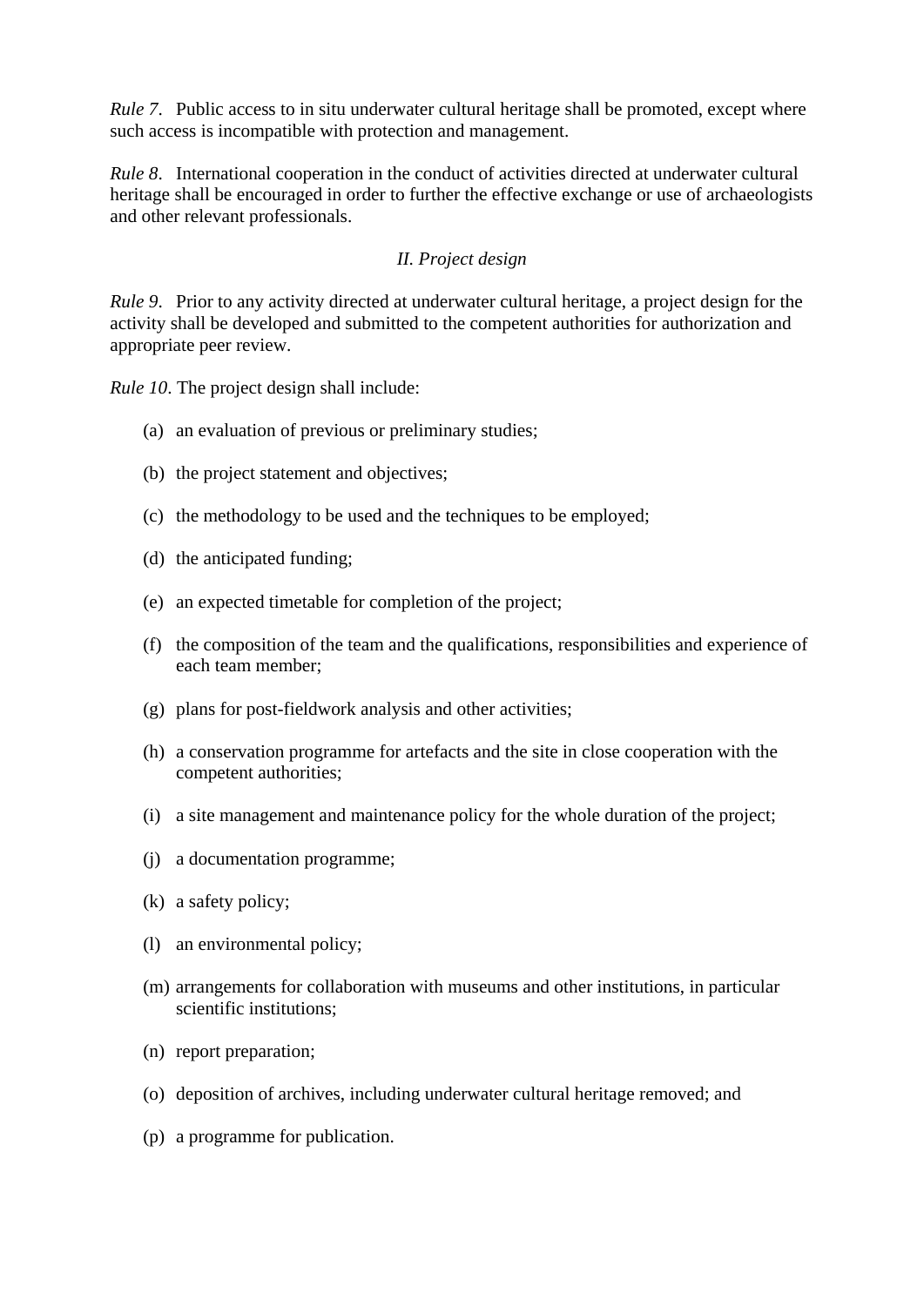*Rule 7*. Public access to in situ underwater cultural heritage shall be promoted, except where such access is incompatible with protection and management.

*Rule 8*. International cooperation in the conduct of activities directed at underwater cultural heritage shall be encouraged in order to further the effective exchange or use of archaeologists and other relevant professionals.

### *II. Project design*

*Rule 9*. Prior to any activity directed at underwater cultural heritage, a project design for the activity shall be developed and submitted to the competent authorities for authorization and appropriate peer review.

*Rule 10*. The project design shall include:

(a) an evaluation of previous or preliminary studies;

(b) the project statement and objectives;

(c) the methodology to be used and the techniques to be employed;

(d) the anticipated funding;

(e) an expected timetable for completion of the project;

(f) the composition of the team and the qualifications, responsibilities and experience of each team member;

(g) plans for post-fieldwork analysis and other activities;

(h) a conservation programme for artefacts and the site in close cooperation with the competent authorities;

(i) a site management and maintenance policy for the whole duration of the project;

(j) a documentation programme;

(k) a safety policy;

(l) an environmental policy;

(m) arrangements for collaboration with museums and other institutions, in particular scientific institutions;

(n) report preparation;

(o) deposition of archives, including underwater cultural heritage removed; and

(p) a programme for publication.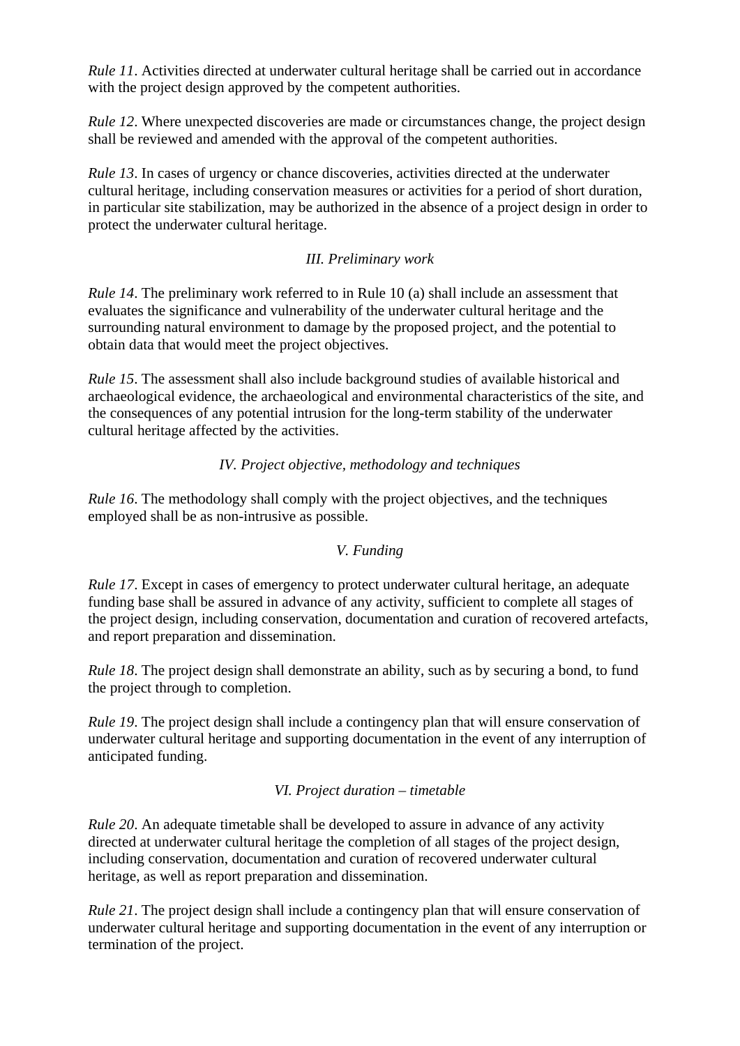*Rule 11*. Activities directed at underwater cultural heritage shall be carried out in accordance with the project design approved by the competent authorities.

*Rule 12*. Where unexpected discoveries are made or circumstances change, the project design shall be reviewed and amended with the approval of the competent authorities.

*Rule 13*. In cases of urgency or chance discoveries, activities directed at the underwater cultural heritage, including conservation measures or activities for a period of short duration, in particular site stabilization, may be authorized in the absence of a project design in order to protect the underwater cultural heritage.

*III. Preliminary work*

*Rule 14*. The preliminary work referred to in Rule 10 (a) shall include an assessment that evaluates the significance and vulnerability of the underwater cultural heritage and the surrounding natural environment to damage by the proposed project, and the potential to obtain data that would meet the project objectives.

*Rule 15*. The assessment shall also include background studies of available historical and archaeological evidence, the archaeological and environmental characteristics of the site, and the consequences of any potential intrusion for the long-term stability of the underwater cultural heritage affected by the activities.

*IV. Project objective, methodology and techniques*

*Rule 16*. The methodology shall comply with the project objectives, and the techniques employed shall be as non-intrusive as possible.

*V. Funding*

*Rule 17*. Except in cases of emergency to protect underwater cultural heritage, an adequate funding base shall be assured in advance of any activity, sufficient to complete all stages of the project design, including conservation, documentation and curation of recovered artefacts, and report preparation and dissemination.

*Rule 18*. The project design shall demonstrate an ability, such as by securing a bond, to fund the project through to completion.

*Rule 19*. The project design shall include a contingency plan that will ensure conservation of underwater cultural heritage and supporting documentation in the event of any interruption of anticipated funding.

*VI. Project duration – timetable*

*Rule 20*. An adequate timetable shall be developed to assure in advance of any activity directed at underwater cultural heritage the completion of all stages of the project design, including conservation, documentation and curation of recovered underwater cultural heritage, as well as report preparation and dissemination.

*Rule 21*. The project design shall include a contingency plan that will ensure conservation of underwater cultural heritage and supporting documentation in the event of any interruption or termination of the project.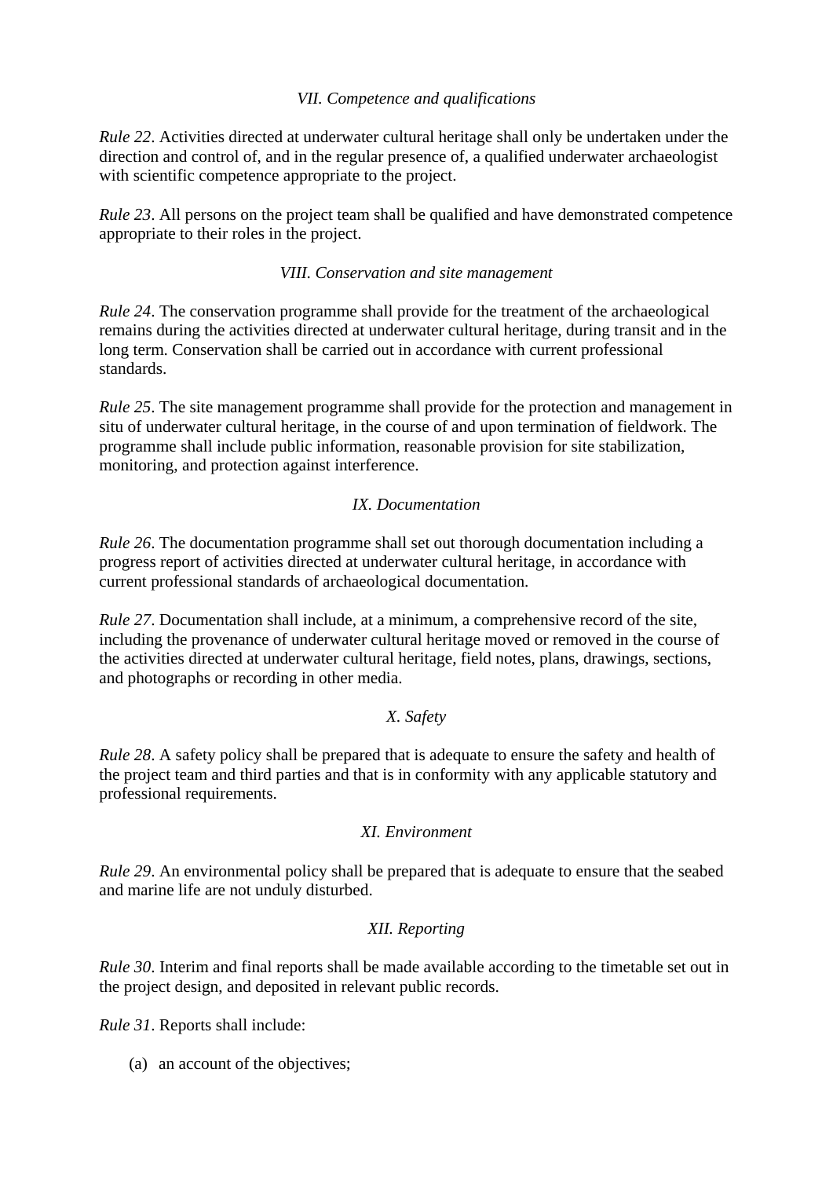### *VII. Competence and qualifications*

*Rule 22*. Activities directed at underwater cultural heritage shall only be undertaken under the direction and control of, and in the regular presence of, a qualified underwater archaeologist with scientific competence appropriate to the project.

*Rule 23*. All persons on the project team shall be qualified and have demonstrated competence appropriate to their roles in the project.

### *VIII. Conservation and site management*

*Rule 24*. The conservation programme shall provide for the treatment of the archaeological remains during the activities directed at underwater cultural heritage, during transit and in the long term. Conservation shall be carried out in accordance with current professional standards.

*Rule 25*. The site management programme shall provide for the protection and management in situ of underwater cultural heritage, in the course of and upon termination of fieldwork. The programme shall include public information, reasonable provision for site stabilization, monitoring, and protection against interference.

### *IX. Documentation*

*Rule 26*. The documentation programme shall set out thorough documentation including a progress report of activities directed at underwater cultural heritage, in accordance with current professional standards of archaeological documentation.

*Rule 27*. Documentation shall include, at a minimum, a comprehensive record of the site, including the provenance of underwater cultural heritage moved or removed in the course of the activities directed at underwater cultural heritage, field notes, plans, drawings, sections, and photographs or recording in other media.

### *X. Safety*

*Rule 28*. A safety policy shall be prepared that is adequate to ensure the safety and health of the project team and third parties and that is in conformity with any applicable statutory and professional requirements.

### *XI. Environment*

*Rule 29*. An environmental policy shall be prepared that is adequate to ensure that the seabed and marine life are not unduly disturbed.

### *XII. Reporting*

*Rule 30*. Interim and final reports shall be made available according to the timetable set out in the project design, and deposited in relevant public records.

*Rule 31*. Reports shall include:

(a) an account of the objectives;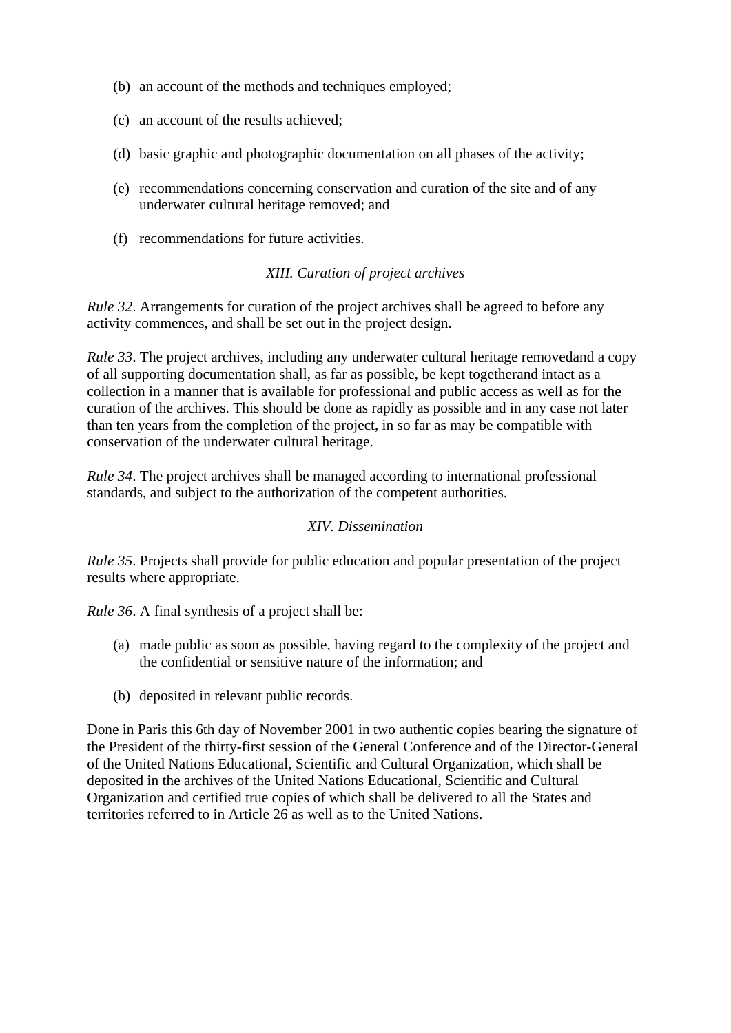(b) an account of the methods and techniques employed;

(c) an account of the results achieved;

(d) basic graphic and photographic documentation on all phases of the activity;

(e) recommendations concerning conservation and curation of the site and of any underwater cultural heritage removed; and

(f) recommendations for future activities.

### *XIII. Curation of project archives*

*Rule 32*. Arrangements for curation of the project archives shall be agreed to before any activity commences, and shall be set out in the project design.

*Rule 33*. The project archives, including any underwater cultural heritage removedand a copy of all supporting documentation shall, as far as possible, be kept togetherand intact as a collection in a manner that is available for professional and public access as well as for the curation of the archives. This should be done as rapidly as possible and in any case not later than ten years from the completion of the project, in so far as may be compatible with conservation of the underwater cultural heritage.

*Rule 34*. The project archives shall be managed according to international professional standards, and subject to the authorization of the competent authorities.

### *XIV. Dissemination*

*Rule 35*. Projects shall provide for public education and popular presentation of the project results where appropriate.

*Rule 36*. A final synthesis of a project shall be:

(a) made public as soon as possible, having regard to the complexity of the project and the confidential or sensitive nature of the information; and

(b) deposited in relevant public records.

Done in Paris this 6th day of November 2001 in two authentic copies bearing the signature of the President of the thirty-first session of the General Conference and of the Director-General of the United Nations Educational, Scientific and Cultural Organization, which shall be deposited in the archives of the United Nations Educational, Scientific and Cultural Organization and certified true copies of which shall be delivered to all the States and territories referred to in Article 26 as well as to the United Nations.